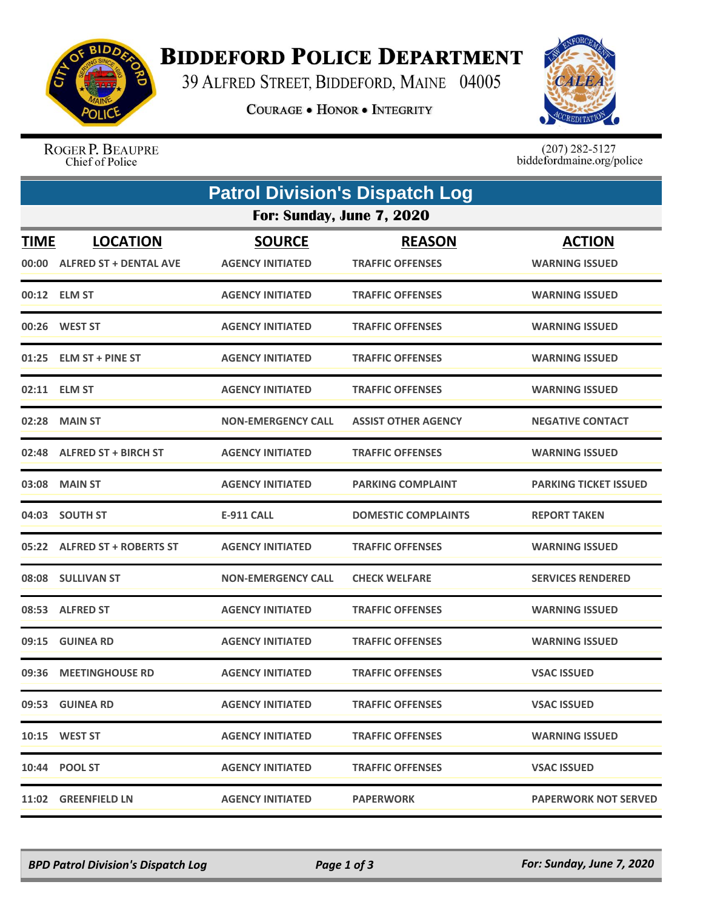# BIDDEFORD POLICE DEPARTMENT

39 ALFRED STREET, BIDDEFORD, MAINE 04005

COURAGE • HONOR • INTEGRITY

ROGER P. BEAUPRE
Chief of Police

(207) 282-5127
biddefordmaine.org/police

## Patrol Division's Dispatch Log

### For: Sunday, June 7, 2020

| TIME | LOCATION | SOURCE | REASON | ACTION |
|---|---|---|---|---|
| 00:00 | ALFRED ST + DENTAL AVE | AGENCY INITIATED | TRAFFIC OFFENSES | WARNING ISSUED |
| 00:12 | ELM ST | AGENCY INITIATED | TRAFFIC OFFENSES | WARNING ISSUED |
| 00:26 | WEST ST | AGENCY INITIATED | TRAFFIC OFFENSES | WARNING ISSUED |
| 01:25 | ELM ST + PINE ST | AGENCY INITIATED | TRAFFIC OFFENSES | WARNING ISSUED |
| 02:11 | ELM ST | AGENCY INITIATED | TRAFFIC OFFENSES | WARNING ISSUED |
| 02:28 | MAIN ST | NON-EMERGENCY CALL | ASSIST OTHER AGENCY | NEGATIVE CONTACT |
| 02:48 | ALFRED ST + BIRCH ST | AGENCY INITIATED | TRAFFIC OFFENSES | WARNING ISSUED |
| 03:08 | MAIN ST | AGENCY INITIATED | PARKING COMPLAINT | PARKING TICKET ISSUED |
| 04:03 | SOUTH ST | E-911 CALL | DOMESTIC COMPLAINTS | REPORT TAKEN |
| 05:22 | ALFRED ST + ROBERTS ST | AGENCY INITIATED | TRAFFIC OFFENSES | WARNING ISSUED |
| 08:08 | SULLIVAN ST | NON-EMERGENCY CALL | CHECK WELFARE | SERVICES RENDERED |
| 08:53 | ALFRED ST | AGENCY INITIATED | TRAFFIC OFFENSES | WARNING ISSUED |
| 09:15 | GUINEA RD | AGENCY INITIATED | TRAFFIC OFFENSES | WARNING ISSUED |
| 09:36 | MEETINGHOUSE RD | AGENCY INITIATED | TRAFFIC OFFENSES | VSAC ISSUED |
| 09:53 | GUINEA RD | AGENCY INITIATED | TRAFFIC OFFENSES | VSAC ISSUED |
| 10:15 | WEST ST | AGENCY INITIATED | TRAFFIC OFFENSES | WARNING ISSUED |
| 10:44 | POOL ST | AGENCY INITIATED | TRAFFIC OFFENSES | VSAC ISSUED |
| 11:02 | GREENFIELD LN | AGENCY INITIATED | PAPERWORK | PAPERWORK NOT SERVED |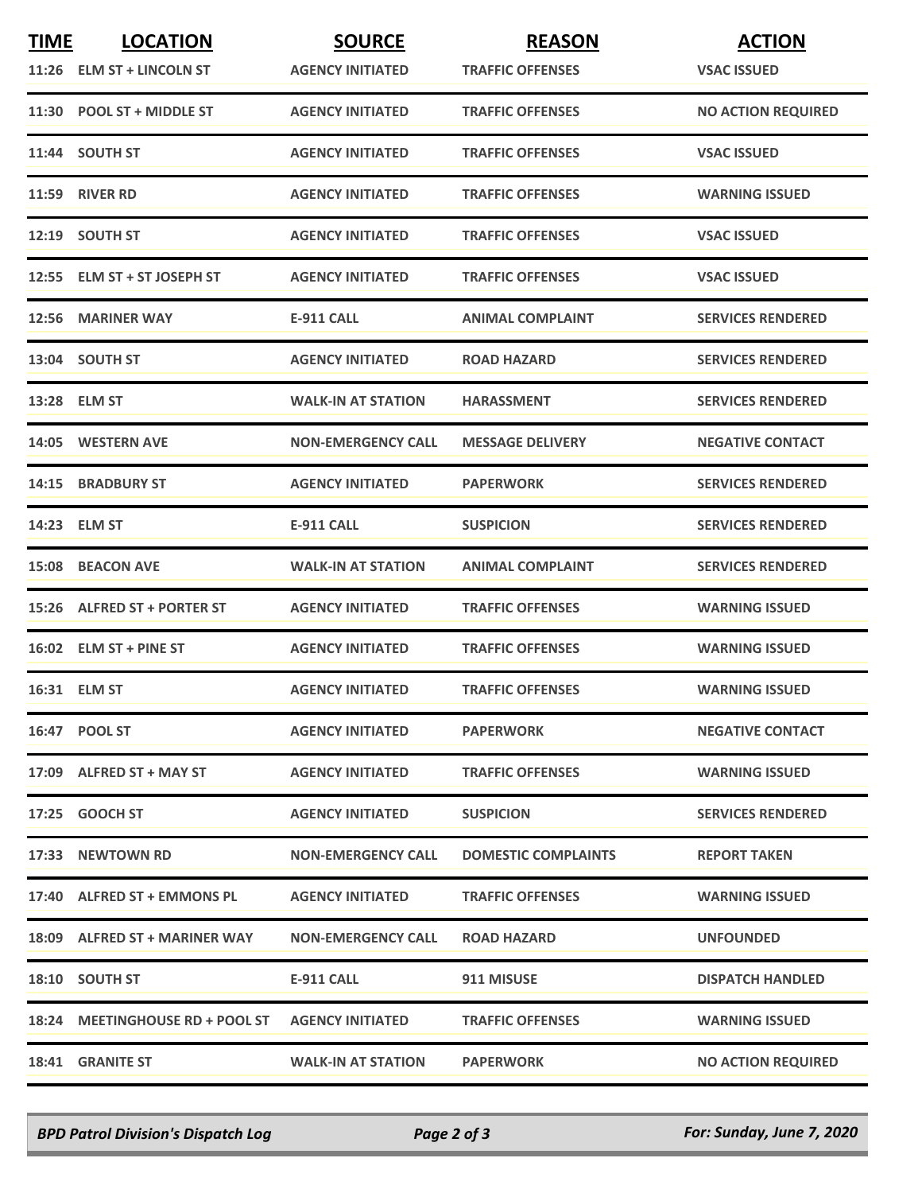| TIME | LOCATION | SOURCE | REASON | ACTION |
|---|---|---|---|---|
| 11:26 | ELM ST + LINCOLN ST | AGENCY INITIATED | TRAFFIC OFFENSES | VSAC ISSUED |
| 11:30 | POOL ST + MIDDLE ST | AGENCY INITIATED | TRAFFIC OFFENSES | NO ACTION REQUIRED |
| 11:44 | SOUTH ST | AGENCY INITIATED | TRAFFIC OFFENSES | VSAC ISSUED |
| 11:59 | RIVER RD | AGENCY INITIATED | TRAFFIC OFFENSES | WARNING ISSUED |
| 12:19 | SOUTH ST | AGENCY INITIATED | TRAFFIC OFFENSES | VSAC ISSUED |
| 12:55 | ELM ST + ST JOSEPH ST | AGENCY INITIATED | TRAFFIC OFFENSES | VSAC ISSUED |
| 12:56 | MARINER WAY | E-911 CALL | ANIMAL COMPLAINT | SERVICES RENDERED |
| 13:04 | SOUTH ST | AGENCY INITIATED | ROAD HAZARD | SERVICES RENDERED |
| 13:28 | ELM ST | WALK-IN AT STATION | HARASSMENT | SERVICES RENDERED |
| 14:05 | WESTERN AVE | NON-EMERGENCY CALL | MESSAGE DELIVERY | NEGATIVE CONTACT |
| 14:15 | BRADBURY ST | AGENCY INITIATED | PAPERWORK | SERVICES RENDERED |
| 14:23 | ELM ST | E-911 CALL | SUSPICION | SERVICES RENDERED |
| 15:08 | BEACON AVE | WALK-IN AT STATION | ANIMAL COMPLAINT | SERVICES RENDERED |
| 15:26 | ALFRED ST + PORTER ST | AGENCY INITIATED | TRAFFIC OFFENSES | WARNING ISSUED |
| 16:02 | ELM ST + PINE ST | AGENCY INITIATED | TRAFFIC OFFENSES | WARNING ISSUED |
| 16:31 | ELM ST | AGENCY INITIATED | TRAFFIC OFFENSES | WARNING ISSUED |
| 16:47 | POOL ST | AGENCY INITIATED | PAPERWORK | NEGATIVE CONTACT |
| 17:09 | ALFRED ST + MAY ST | AGENCY INITIATED | TRAFFIC OFFENSES | WARNING ISSUED |
| 17:25 | GOOCH ST | AGENCY INITIATED | SUSPICION | SERVICES RENDERED |
| 17:33 | NEWTOWN RD | NON-EMERGENCY CALL | DOMESTIC COMPLAINTS | REPORT TAKEN |
| 17:40 | ALFRED ST + EMMONS PL | AGENCY INITIATED | TRAFFIC OFFENSES | WARNING ISSUED |
| 18:09 | ALFRED ST + MARINER WAY | NON-EMERGENCY CALL | ROAD HAZARD | UNFOUNDED |
| 18:10 | SOUTH ST | E-911 CALL | 911 MISUSE | DISPATCH HANDLED |
| 18:24 | MEETINGHOUSE RD + POOL ST | AGENCY INITIATED | TRAFFIC OFFENSES | WARNING ISSUED |
| 18:41 | GRANITE ST | WALK-IN AT STATION | PAPERWORK | NO ACTION REQUIRED |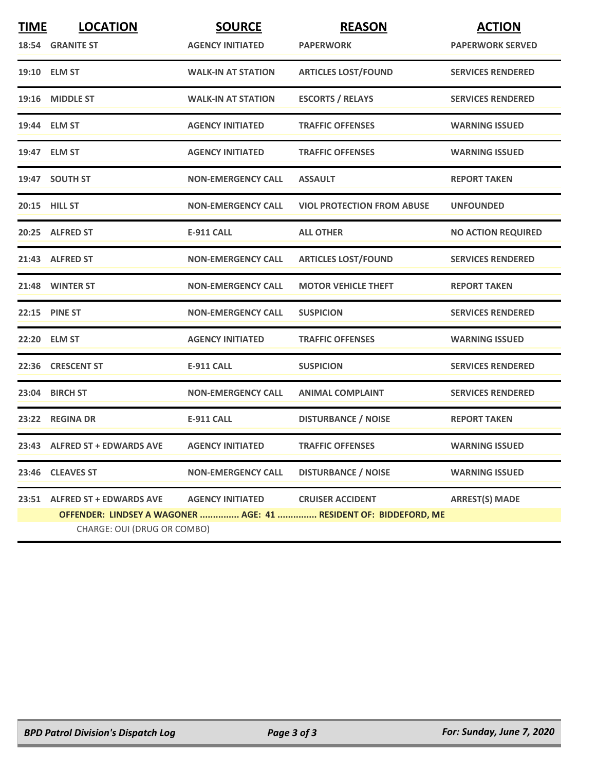| TIME | LOCATION | SOURCE | REASON | ACTION |
|---|---|---|---|---|
| 18:54 | GRANITE ST | AGENCY INITIATED | PAPERWORK | PAPERWORK SERVED |
| 19:10 | ELM ST | WALK-IN AT STATION | ARTICLES LOST/FOUND | SERVICES RENDERED |
| 19:16 | MIDDLE ST | WALK-IN AT STATION | ESCORTS / RELAYS | SERVICES RENDERED |
| 19:44 | ELM ST | AGENCY INITIATED | TRAFFIC OFFENSES | WARNING ISSUED |
| 19:47 | ELM ST | AGENCY INITIATED | TRAFFIC OFFENSES | WARNING ISSUED |
| 19:47 | SOUTH ST | NON-EMERGENCY CALL | ASSAULT | REPORT TAKEN |
| 20:15 | HILL ST | NON-EMERGENCY CALL | VIOL PROTECTION FROM ABUSE | UNFOUNDED |
| 20:25 | ALFRED ST | E-911 CALL | ALL OTHER | NO ACTION REQUIRED |
| 21:43 | ALFRED ST | NON-EMERGENCY CALL | ARTICLES LOST/FOUND | SERVICES RENDERED |
| 21:48 | WINTER ST | NON-EMERGENCY CALL | MOTOR VEHICLE THEFT | REPORT TAKEN |
| 22:15 | PINE ST | NON-EMERGENCY CALL | SUSPICION | SERVICES RENDERED |
| 22:20 | ELM ST | AGENCY INITIATED | TRAFFIC OFFENSES | WARNING ISSUED |
| 22:36 | CRESCENT ST | E-911 CALL | SUSPICION | SERVICES RENDERED |
| 23:04 | BIRCH ST | NON-EMERGENCY CALL | ANIMAL COMPLAINT | SERVICES RENDERED |
| 23:22 | REGINA DR | E-911 CALL | DISTURBANCE / NOISE | REPORT TAKEN |
| 23:43 | ALFRED ST + EDWARDS AVE | AGENCY INITIATED | TRAFFIC OFFENSES | WARNING ISSUED |
| 23:46 | CLEAVES ST | NON-EMERGENCY CALL | DISTURBANCE / NOISE | WARNING ISSUED |
| 23:51 | ALFRED ST + EDWARDS AVE | AGENCY INITIATED | CRUISER ACCIDENT | ARREST(S) MADE |

**OFFENDER: LINDSEY A WAGONER ............... AGE: 41 ............... RESIDENT OF: BIDDEFORD, ME**

CHARGE: OUI (DRUG OR COMBO)

*BPD Patrol Division's Dispatch Log* — *For: Sunday, June 7, 2020*